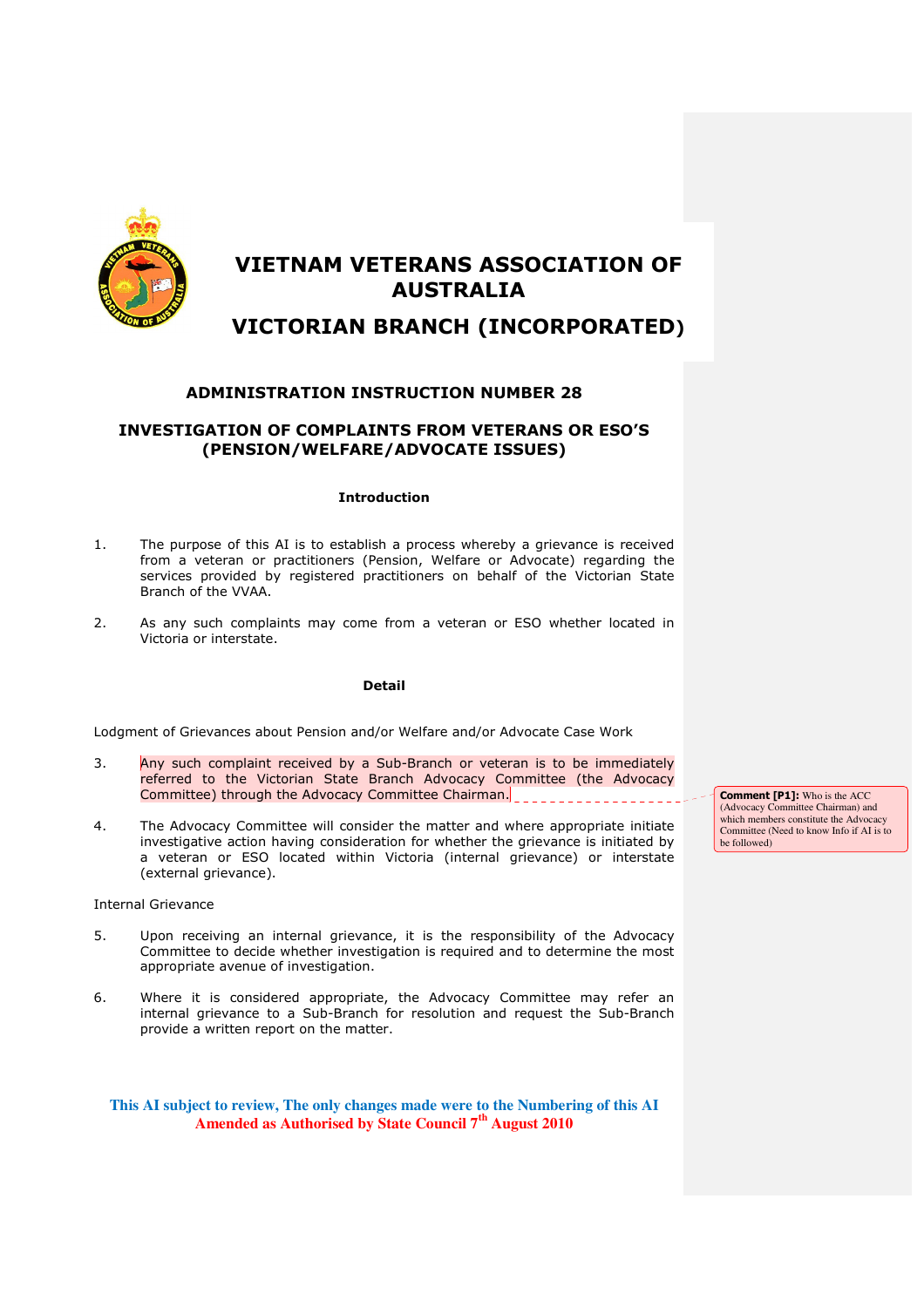# VIETNAM VETERANS ASSOCIATION OF AUSTRALIA

# VICTORIAN BRANCH (INCORPORATED)

## ADMINISTRATION INSTRUCTION NUMBER 28

## INVESTIGATION OF COMPLAINTS FROM VETERANS OR ESO'S (PENSION/WELFARE/ADVOCATE ISSUES)

### Introduction

1. The purpose of this AI is to establish a process whereby a grievance is received from a veteran or practitioners (Pension, Welfare or Advocate) regarding the services provided by registered practitioners on behalf of the Victorian State Branch of the VVAA.

2. As any such complaints may come from a veteran or ESO whether located in Victoria or interstate.

### Detail

Lodgment of Grievances about Pension and/or Welfare and/or Advocate Case Work

3. Any such complaint received by a Sub-Branch or veteran is to be immediately referred to the Victorian State Branch Advocacy Committee (the Advocacy Committee) through the Advocacy Committee Chairman.

> **Comment [P1]:** Who is the ACC (Advocacy Committee Chairman) and which members constitute the Advocacy Committee (Need to know Info if AI is to be followed)

4. The Advocacy Committee will consider the matter and where appropriate initiate investigative action having consideration for whether the grievance is initiated by a veteran or ESO located within Victoria (internal grievance) or interstate (external grievance).

Internal Grievance

5. Upon receiving an internal grievance, it is the responsibility of the Advocacy Committee to decide whether investigation is required and to determine the most appropriate avenue of investigation.

6. Where it is considered appropriate, the Advocacy Committee may refer an internal grievance to a Sub-Branch for resolution and request the Sub-Branch provide a written report on the matter.

**This AI subject to review, The only changes made were to the Numbering of this AI**
**Amended as Authorised by State Council 7th August 2010**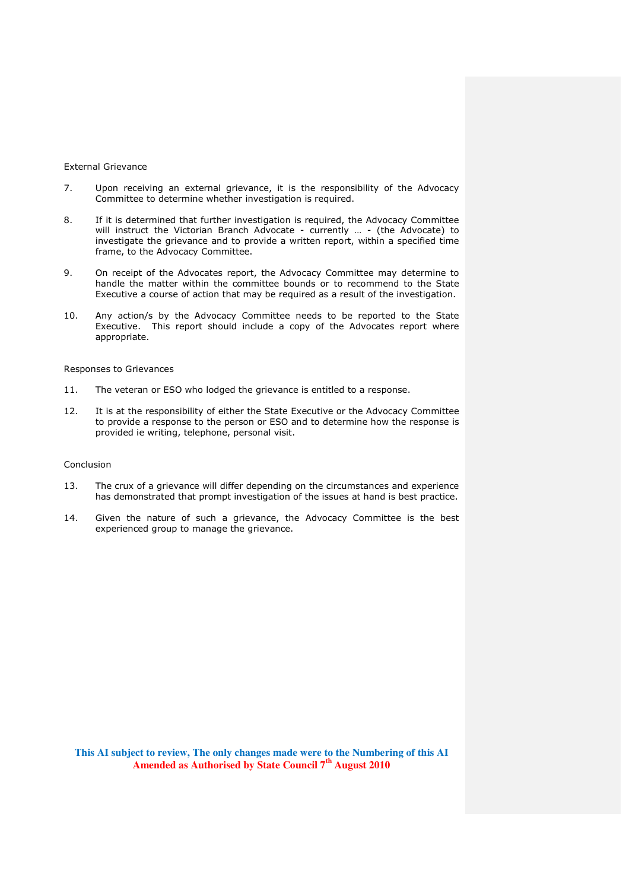External Grievance

7. Upon receiving an external grievance, it is the responsibility of the Advocacy Committee to determine whether investigation is required.

8. If it is determined that further investigation is required, the Advocacy Committee will instruct the Victorian Branch Advocate - currently … - (the Advocate) to investigate the grievance and to provide a written report, within a specified time frame, to the Advocacy Committee.

9. On receipt of the Advocates report, the Advocacy Committee may determine to handle the matter within the committee bounds or to recommend to the State Executive a course of action that may be required as a result of the investigation.

10. Any action/s by the Advocacy Committee needs to be reported to the State Executive. This report should include a copy of the Advocates report where appropriate.

Responses to Grievances

11. The veteran or ESO who lodged the grievance is entitled to a response.

12. It is at the responsibility of either the State Executive or the Advocacy Committee to provide a response to the person or ESO and to determine how the response is provided ie writing, telephone, personal visit.

Conclusion

13. The crux of a grievance will differ depending on the circumstances and experience has demonstrated that prompt investigation of the issues at hand is best practice.

14. Given the nature of such a grievance, the Advocacy Committee is the best experienced group to manage the grievance.

**This AI subject to review, The only changes made were to the Numbering of this AI**
**Amended as Authorised by State Council 7th August 2010**